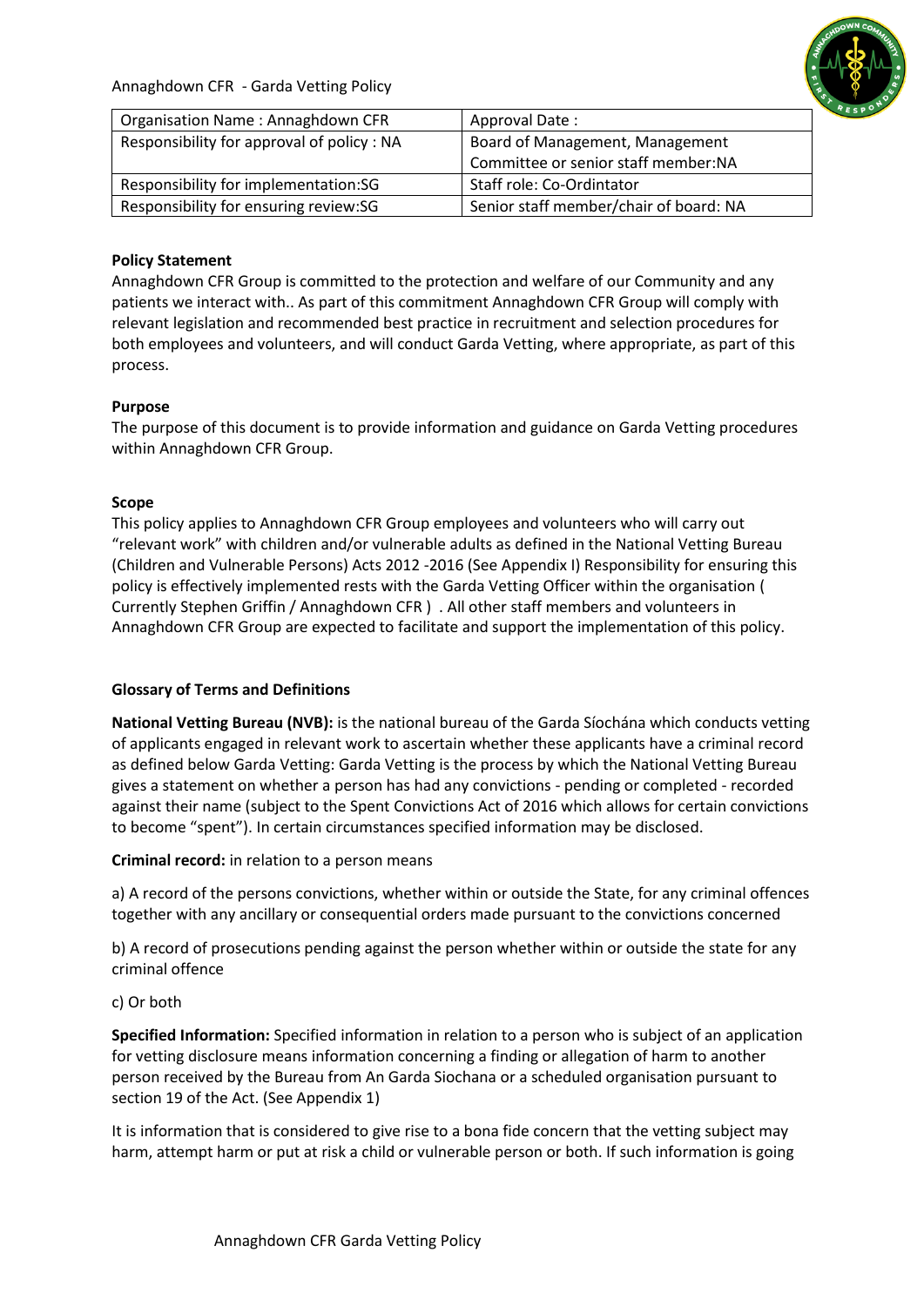Annaghdown CFR - Garda Vetting Policy

| Organisation Name : Annaghdown CFR | Approval Date : |
|---|---|
| Responsibility for approval of policy : NA | Board of Management, Management Committee or senior staff member:NA |
| Responsibility for implementation:SG | Staff role: Co-Ordintator |
| Responsibility for ensuring review:SG | Senior staff member/chair of board: NA |

**Policy Statement**

Annaghdown CFR Group is committed to the protection and welfare of our Community and any patients we interact with.. As part of this commitment Annaghdown CFR Group will comply with relevant legislation and recommended best practice in recruitment and selection procedures for both employees and volunteers, and will conduct Garda Vetting, where appropriate, as part of this process.

**Purpose**

The purpose of this document is to provide information and guidance on Garda Vetting procedures within Annaghdown CFR Group.

**Scope**

This policy applies to Annaghdown CFR Group employees and volunteers who will carry out "relevant work" with children and/or vulnerable adults as defined in the National Vetting Bureau (Children and Vulnerable Persons) Acts 2012 -2016 (See Appendix I) Responsibility for ensuring this policy is effectively implemented rests with the Garda Vetting Officer within the organisation ( Currently Stephen Griffin / Annaghdown CFR ) . All other staff members and volunteers in Annaghdown CFR Group are expected to facilitate and support the implementation of this policy.

**Glossary of Terms and Definitions**

**National Vetting Bureau (NVB):** is the national bureau of the Garda Síochána which conducts vetting of applicants engaged in relevant work to ascertain whether these applicants have a criminal record as defined below Garda Vetting: Garda Vetting is the process by which the National Vetting Bureau gives a statement on whether a person has had any convictions - pending or completed - recorded against their name (subject to the Spent Convictions Act of 2016 which allows for certain convictions to become "spent"). In certain circumstances specified information may be disclosed.

**Criminal record:** in relation to a person means

a) A record of the persons convictions, whether within or outside the State, for any criminal offences together with any ancillary or consequential orders made pursuant to the convictions concerned

b) A record of prosecutions pending against the person whether within or outside the state for any criminal offence

c) Or both

**Specified Information:** Specified information in relation to a person who is subject of an application for vetting disclosure means information concerning a finding or allegation of harm to another person received by the Bureau from An Garda Siochana or a scheduled organisation pursuant to section 19 of the Act. (See Appendix 1)

It is information that is considered to give rise to a bona fide concern that the vetting subject may harm, attempt harm or put at risk a child or vulnerable person or both. If such information is going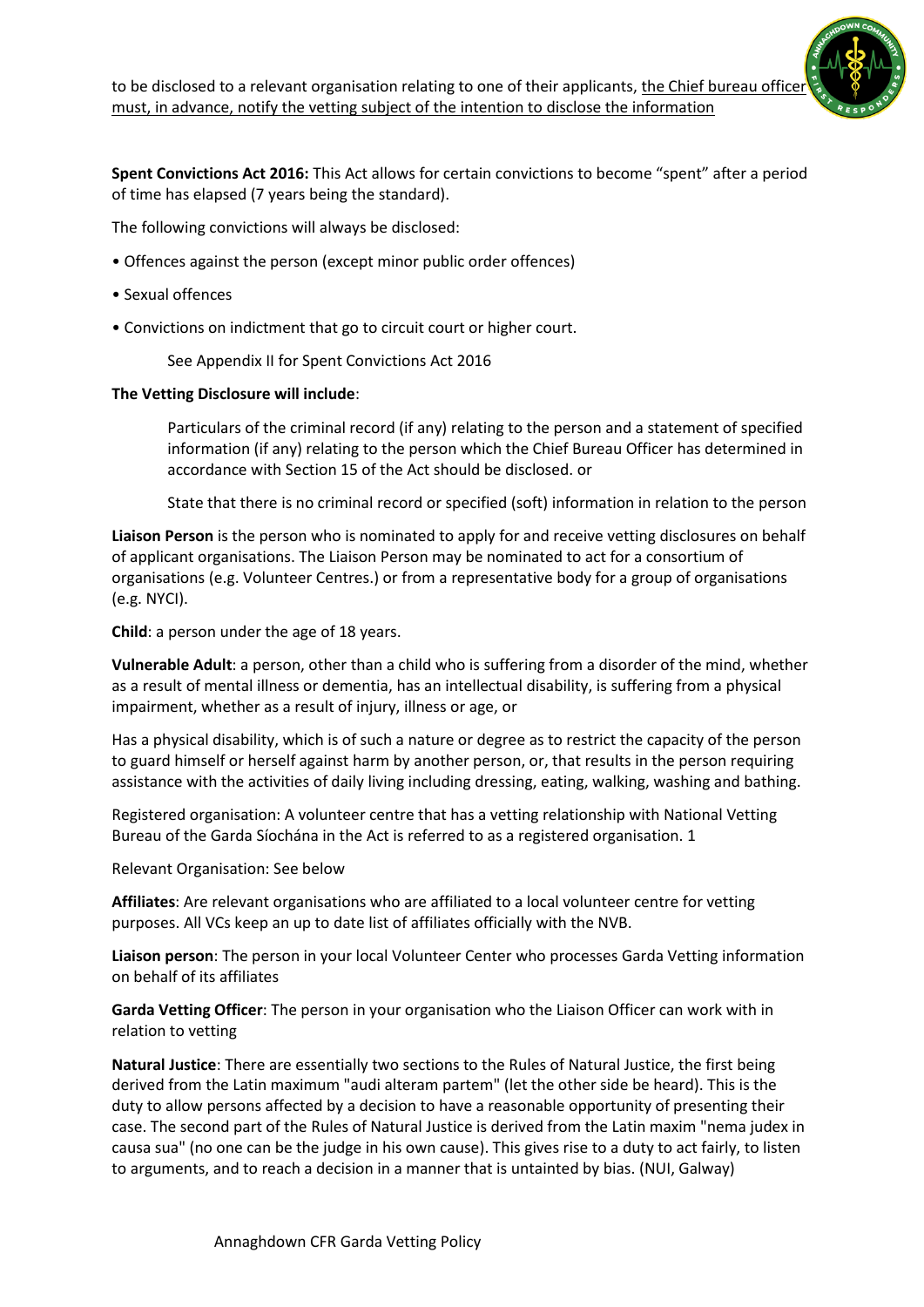to be disclosed to a relevant organisation relating to one of their applicants, <u>the Chief bureau officer must, in advance, notify the vetting subject of the intention to disclose the information</u>

**Spent Convictions Act 2016:** This Act allows for certain convictions to become "spent" after a period of time has elapsed (7 years being the standard).

The following convictions will always be disclosed:

- Offences against the person (except minor public order offences)
- Sexual offences
- Convictions on indictment that go to circuit court or higher court.

See Appendix II for Spent Convictions Act 2016

**The Vetting Disclosure will include**:

Particulars of the criminal record (if any) relating to the person and a statement of specified information (if any) relating to the person which the Chief Bureau Officer has determined in accordance with Section 15 of the Act should be disclosed. or

State that there is no criminal record or specified (soft) information in relation to the person

**Liaison Person** is the person who is nominated to apply for and receive vetting disclosures on behalf of applicant organisations. The Liaison Person may be nominated to act for a consortium of organisations (e.g. Volunteer Centres.) or from a representative body for a group of organisations (e.g. NYCI).

**Child**: a person under the age of 18 years.

**Vulnerable Adult**: a person, other than a child who is suffering from a disorder of the mind, whether as a result of mental illness or dementia, has an intellectual disability, is suffering from a physical impairment, whether as a result of injury, illness or age, or

Has a physical disability, which is of such a nature or degree as to restrict the capacity of the person to guard himself or herself against harm by another person, or, that results in the person requiring assistance with the activities of daily living including dressing, eating, walking, washing and bathing.

Registered organisation: A volunteer centre that has a vetting relationship with National Vetting Bureau of the Garda Síochána in the Act is referred to as a registered organisation. 1

Relevant Organisation: See below

**Affiliates**: Are relevant organisations who are affiliated to a local volunteer centre for vetting purposes. All VCs keep an up to date list of affiliates officially with the NVB.

**Liaison person**: The person in your local Volunteer Center who processes Garda Vetting information on behalf of its affiliates

**Garda Vetting Officer**: The person in your organisation who the Liaison Officer can work with in relation to vetting

**Natural Justice**: There are essentially two sections to the Rules of Natural Justice, the first being derived from the Latin maximum "audi alteram partem" (let the other side be heard). This is the duty to allow persons affected by a decision to have a reasonable opportunity of presenting their case. The second part of the Rules of Natural Justice is derived from the Latin maxim "nema judex in causa sua" (no one can be the judge in his own cause). This gives rise to a duty to act fairly, to listen to arguments, and to reach a decision in a manner that is untainted by bias. (NUI, Galway)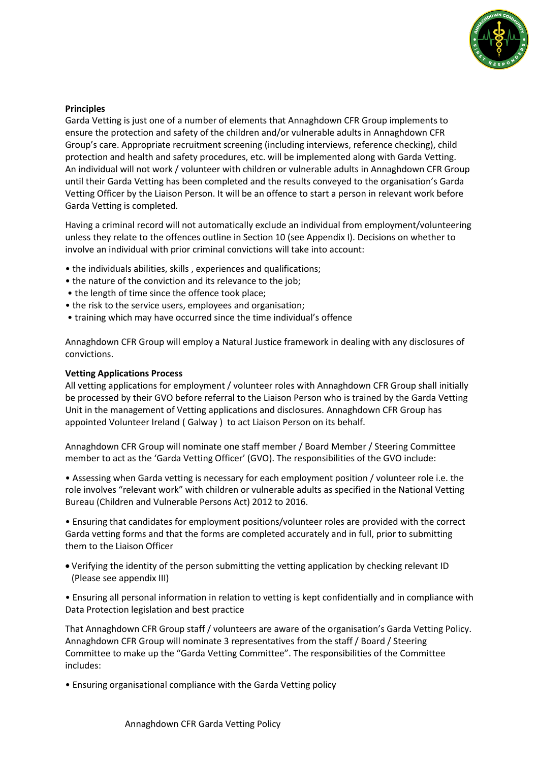**Principles**

Garda Vetting is just one of a number of elements that Annaghdown CFR Group implements to ensure the protection and safety of the children and/or vulnerable adults in Annaghdown CFR Group's care. Appropriate recruitment screening (including interviews, reference checking), child protection and health and safety procedures, etc. will be implemented along with Garda Vetting. An individual will not work / volunteer with children or vulnerable adults in Annaghdown CFR Group until their Garda Vetting has been completed and the results conveyed to the organisation's Garda Vetting Officer by the Liaison Person. It will be an offence to start a person in relevant work before Garda Vetting is completed.

Having a criminal record will not automatically exclude an individual from employment/volunteering unless they relate to the offences outline in Section 10 (see Appendix I). Decisions on whether to involve an individual with prior criminal convictions will take into account:

- the individuals abilities, skills , experiences and qualifications;
- the nature of the conviction and its relevance to the job;
- the length of time since the offence took place;
- the risk to the service users, employees and organisation;
- training which may have occurred since the time individual's offence

Annaghdown CFR Group will employ a Natural Justice framework in dealing with any disclosures of convictions.

**Vetting Applications Process**

All vetting applications for employment / volunteer roles with Annaghdown CFR Group shall initially be processed by their GVO before referral to the Liaison Person who is trained by the Garda Vetting Unit in the management of Vetting applications and disclosures. Annaghdown CFR Group has appointed Volunteer Ireland ( Galway ) to act Liaison Person on its behalf.

Annaghdown CFR Group will nominate one staff member / Board Member / Steering Committee member to act as the 'Garda Vetting Officer' (GVO). The responsibilities of the GVO include:

- Assessing when Garda vetting is necessary for each employment position / volunteer role i.e. the role involves "relevant work" with children or vulnerable adults as specified in the National Vetting Bureau (Children and Vulnerable Persons Act) 2012 to 2016.

- Ensuring that candidates for employment positions/volunteer roles are provided with the correct Garda vetting forms and that the forms are completed accurately and in full, prior to submitting them to the Liaison Officer

- Verifying the identity of the person submitting the vetting application by checking relevant ID (Please see appendix III)

- Ensuring all personal information in relation to vetting is kept confidentially and in compliance with Data Protection legislation and best practice

That Annaghdown CFR Group staff / volunteers are aware of the organisation's Garda Vetting Policy. Annaghdown CFR Group will nominate 3 representatives from the staff / Board / Steering Committee to make up the "Garda Vetting Committee". The responsibilities of the Committee includes:

- Ensuring organisational compliance with the Garda Vetting policy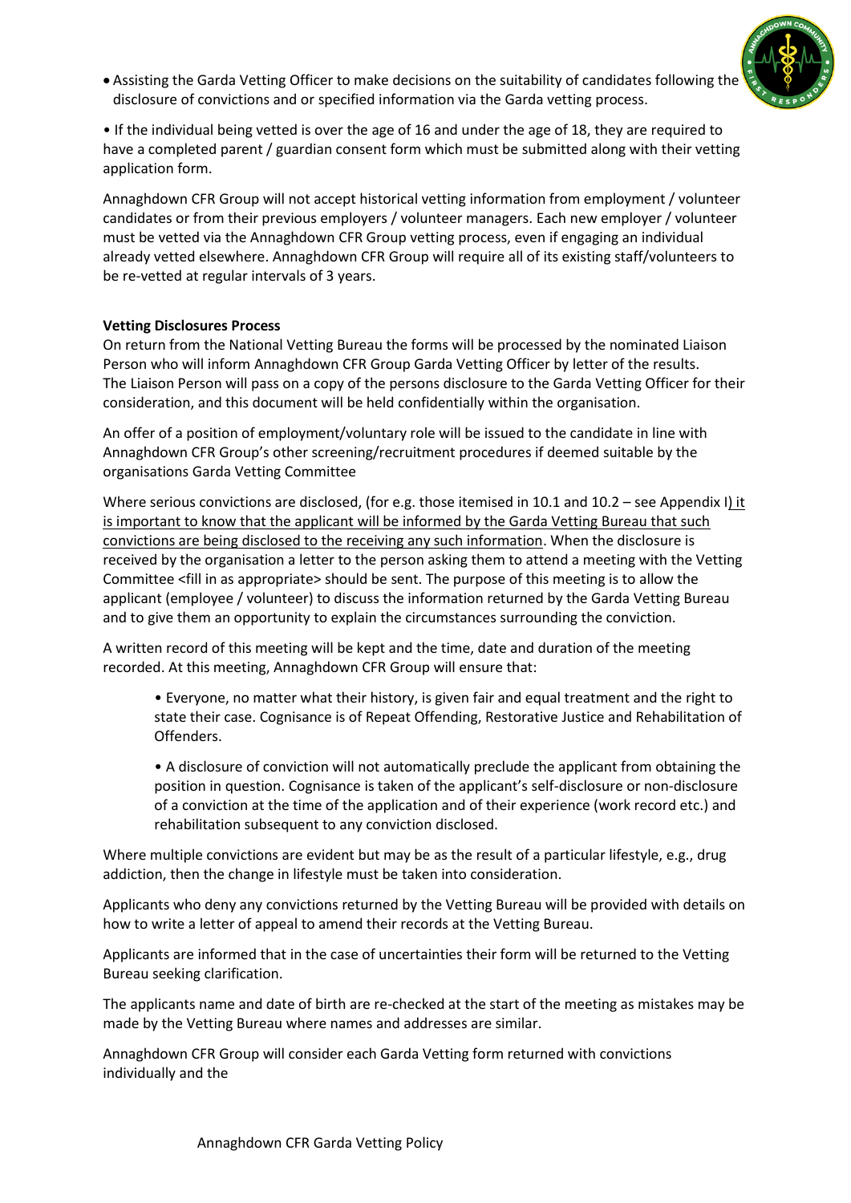- Assisting the Garda Vetting Officer to make decisions on the suitability of candidates following the disclosure of convictions and or specified information via the Garda vetting process.

• If the individual being vetted is over the age of 16 and under the age of 18, they are required to have a completed parent / guardian consent form which must be submitted along with their vetting application form.

Annaghdown CFR Group will not accept historical vetting information from employment / volunteer candidates or from their previous employers / volunteer managers. Each new employer / volunteer must be vetted via the Annaghdown CFR Group vetting process, even if engaging an individual already vetted elsewhere. Annaghdown CFR Group will require all of its existing staff/volunteers to be re-vetted at regular intervals of 3 years.

**Vetting Disclosures Process**

On return from the National Vetting Bureau the forms will be processed by the nominated Liaison Person who will inform Annaghdown CFR Group Garda Vetting Officer by letter of the results. The Liaison Person will pass on a copy of the persons disclosure to the Garda Vetting Officer for their consideration, and this document will be held confidentially within the organisation.

An offer of a position of employment/voluntary role will be issued to the candidate in line with Annaghdown CFR Group's other screening/recruitment procedures if deemed suitable by the organisations Garda Vetting Committee

Where serious convictions are disclosed, (for e.g. those itemised in 10.1 and 10.2 – see Appendix I) it is important to know that the applicant will be informed by the Garda Vetting Bureau that such convictions are being disclosed to the receiving any such information. When the disclosure is received by the organisation a letter to the person asking them to attend a meeting with the Vetting Committee <fill in as appropriate> should be sent. The purpose of this meeting is to allow the applicant (employee / volunteer) to discuss the information returned by the Garda Vetting Bureau and to give them an opportunity to explain the circumstances surrounding the conviction.

A written record of this meeting will be kept and the time, date and duration of the meeting recorded. At this meeting, Annaghdown CFR Group will ensure that:

> • Everyone, no matter what their history, is given fair and equal treatment and the right to state their case. Cognisance is of Repeat Offending, Restorative Justice and Rehabilitation of Offenders.
>
> • A disclosure of conviction will not automatically preclude the applicant from obtaining the position in question. Cognisance is taken of the applicant's self-disclosure or non-disclosure of a conviction at the time of the application and of their experience (work record etc.) and rehabilitation subsequent to any conviction disclosed.

Where multiple convictions are evident but may be as the result of a particular lifestyle, e.g., drug addiction, then the change in lifestyle must be taken into consideration.

Applicants who deny any convictions returned by the Vetting Bureau will be provided with details on how to write a letter of appeal to amend their records at the Vetting Bureau.

Applicants are informed that in the case of uncertainties their form will be returned to the Vetting Bureau seeking clarification.

The applicants name and date of birth are re-checked at the start of the meeting as mistakes may be made by the Vetting Bureau where names and addresses are similar.

Annaghdown CFR Group will consider each Garda Vetting form returned with convictions individually and the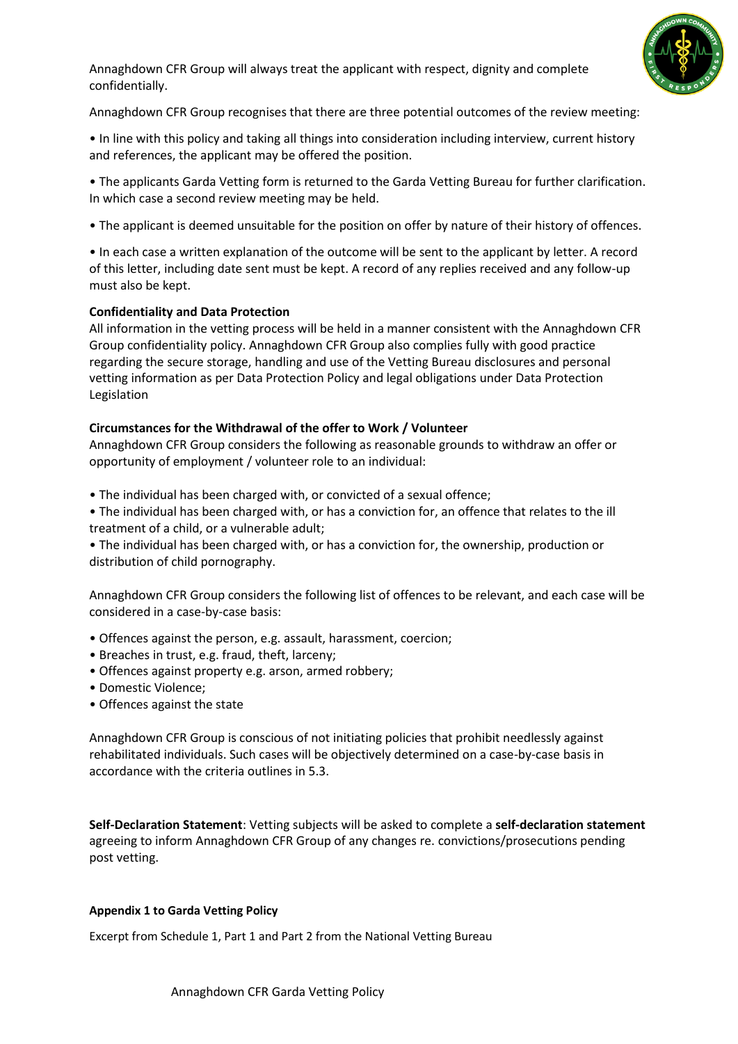Annaghdown CFR Group will always treat the applicant with respect, dignity and complete confidentially.

Annaghdown CFR Group recognises that there are three potential outcomes of the review meeting:

• In line with this policy and taking all things into consideration including interview, current history and references, the applicant may be offered the position.

• The applicants Garda Vetting form is returned to the Garda Vetting Bureau for further clarification. In which case a second review meeting may be held.

• The applicant is deemed unsuitable for the position on offer by nature of their history of offences.

• In each case a written explanation of the outcome will be sent to the applicant by letter. A record of this letter, including date sent must be kept. A record of any replies received and any follow-up must also be kept.

**Confidentiality and Data Protection**

All information in the vetting process will be held in a manner consistent with the Annaghdown CFR Group confidentiality policy. Annaghdown CFR Group also complies fully with good practice regarding the secure storage, handling and use of the Vetting Bureau disclosures and personal vetting information as per Data Protection Policy and legal obligations under Data Protection Legislation

**Circumstances for the Withdrawal of the offer to Work / Volunteer**

Annaghdown CFR Group considers the following as reasonable grounds to withdraw an offer or opportunity of employment / volunteer role to an individual:

• The individual has been charged with, or convicted of a sexual offence;
• The individual has been charged with, or has a conviction for, an offence that relates to the ill treatment of a child, or a vulnerable adult;
• The individual has been charged with, or has a conviction for, the ownership, production or distribution of child pornography.

Annaghdown CFR Group considers the following list of offences to be relevant, and each case will be considered in a case-by-case basis:

• Offences against the person, e.g. assault, harassment, coercion;
• Breaches in trust, e.g. fraud, theft, larceny;
• Offences against property e.g. arson, armed robbery;
• Domestic Violence;
• Offences against the state

Annaghdown CFR Group is conscious of not initiating policies that prohibit needlessly against rehabilitated individuals. Such cases will be objectively determined on a case-by-case basis in accordance with the criteria outlines in 5.3.

**Self-Declaration Statement**: Vetting subjects will be asked to complete a **self-declaration statement** agreeing to inform Annaghdown CFR Group of any changes re. convictions/prosecutions pending post vetting.

**Appendix 1 to Garda Vetting Policy**

Excerpt from Schedule 1, Part 1 and Part 2 from the National Vetting Bureau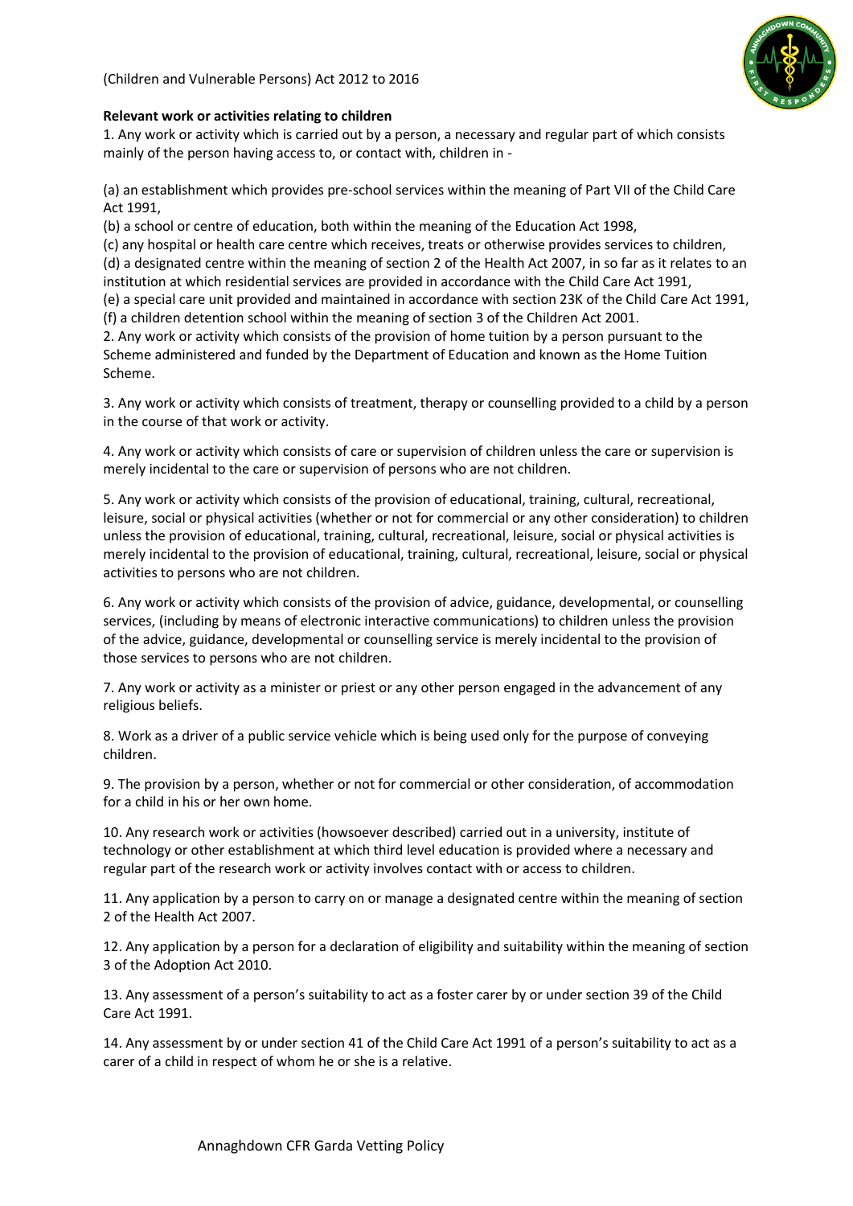(Children and Vulnerable Persons) Act 2012 to 2016

**Relevant work or activities relating to children**

1. Any work or activity which is carried out by a person, a necessary and regular part of which consists mainly of the person having access to, or contact with, children in -

(a) an establishment which provides pre-school services within the meaning of Part VII of the Child Care Act 1991,
(b) a school or centre of education, both within the meaning of the Education Act 1998,
(c) any hospital or health care centre which receives, treats or otherwise provides services to children,
(d) a designated centre within the meaning of section 2 of the Health Act 2007, in so far as it relates to an institution at which residential services are provided in accordance with the Child Care Act 1991,
(e) a special care unit provided and maintained in accordance with section 23K of the Child Care Act 1991,
(f) a children detention school within the meaning of section 3 of the Children Act 2001.

2. Any work or activity which consists of the provision of home tuition by a person pursuant to the Scheme administered and funded by the Department of Education and known as the Home Tuition Scheme.

3. Any work or activity which consists of treatment, therapy or counselling provided to a child by a person in the course of that work or activity.

4. Any work or activity which consists of care or supervision of children unless the care or supervision is merely incidental to the care or supervision of persons who are not children.

5. Any work or activity which consists of the provision of educational, training, cultural, recreational, leisure, social or physical activities (whether or not for commercial or any other consideration) to children unless the provision of educational, training, cultural, recreational, leisure, social or physical activities is merely incidental to the provision of educational, training, cultural, recreational, leisure, social or physical activities to persons who are not children.

6. Any work or activity which consists of the provision of advice, guidance, developmental, or counselling services, (including by means of electronic interactive communications) to children unless the provision of the advice, guidance, developmental or counselling service is merely incidental to the provision of those services to persons who are not children.

7. Any work or activity as a minister or priest or any other person engaged in the advancement of any religious beliefs.

8. Work as a driver of a public service vehicle which is being used only for the purpose of conveying children.

9. The provision by a person, whether or not for commercial or other consideration, of accommodation for a child in his or her own home.

10. Any research work or activities (howsoever described) carried out in a university, institute of technology or other establishment at which third level education is provided where a necessary and regular part of the research work or activity involves contact with or access to children.

11. Any application by a person to carry on or manage a designated centre within the meaning of section 2 of the Health Act 2007.

12. Any application by a person for a declaration of eligibility and suitability within the meaning of section 3 of the Adoption Act 2010.

13. Any assessment of a person's suitability to act as a foster carer by or under section 39 of the Child Care Act 1991.

14. Any assessment by or under section 41 of the Child Care Act 1991 of a person's suitability to act as a carer of a child in respect of whom he or she is a relative.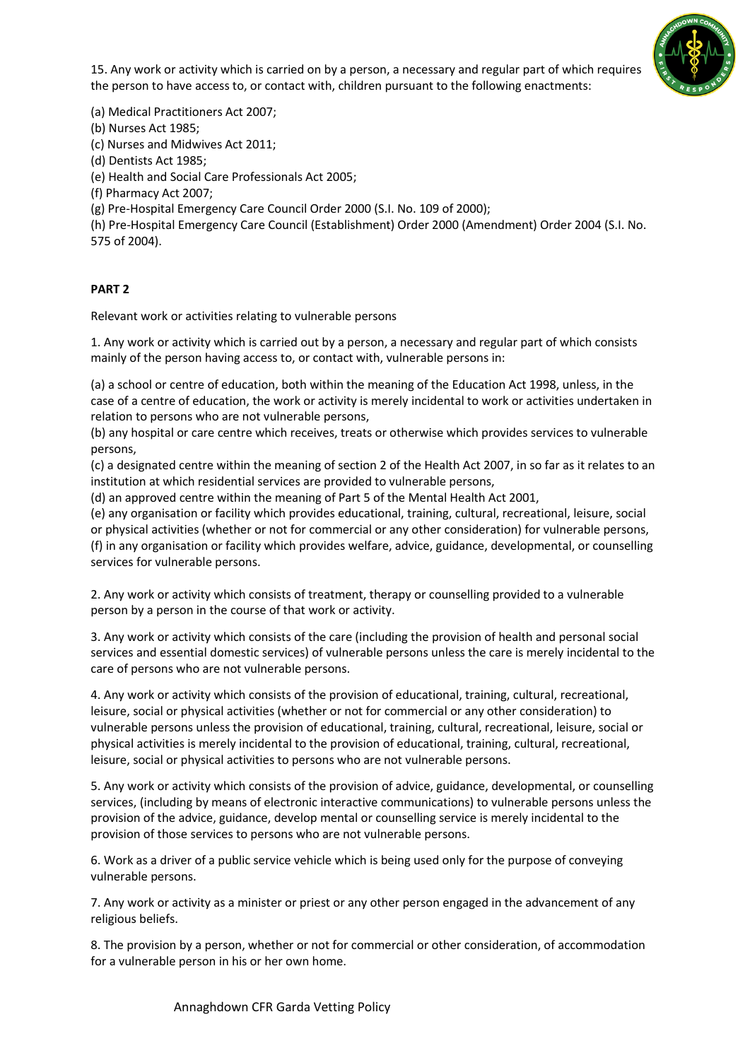15. Any work or activity which is carried on by a person, a necessary and regular part of which requires the person to have access to, or contact with, children pursuant to the following enactments:

(a) Medical Practitioners Act 2007;
(b) Nurses Act 1985;
(c) Nurses and Midwives Act 2011;
(d) Dentists Act 1985;
(e) Health and Social Care Professionals Act 2005;
(f) Pharmacy Act 2007;
(g) Pre-Hospital Emergency Care Council Order 2000 (S.I. No. 109 of 2000);
(h) Pre-Hospital Emergency Care Council (Establishment) Order 2000 (Amendment) Order 2004 (S.I. No. 575 of 2004).

**PART 2**

Relevant work or activities relating to vulnerable persons

1. Any work or activity which is carried out by a person, a necessary and regular part of which consists mainly of the person having access to, or contact with, vulnerable persons in:

(a) a school or centre of education, both within the meaning of the Education Act 1998, unless, in the case of a centre of education, the work or activity is merely incidental to work or activities undertaken in relation to persons who are not vulnerable persons,
(b) any hospital or care centre which receives, treats or otherwise which provides services to vulnerable persons,
(c) a designated centre within the meaning of section 2 of the Health Act 2007, in so far as it relates to an institution at which residential services are provided to vulnerable persons,
(d) an approved centre within the meaning of Part 5 of the Mental Health Act 2001,
(e) any organisation or facility which provides educational, training, cultural, recreational, leisure, social or physical activities (whether or not for commercial or any other consideration) for vulnerable persons,
(f) in any organisation or facility which provides welfare, advice, guidance, developmental, or counselling services for vulnerable persons.

2. Any work or activity which consists of treatment, therapy or counselling provided to a vulnerable person by a person in the course of that work or activity.

3. Any work or activity which consists of the care (including the provision of health and personal social services and essential domestic services) of vulnerable persons unless the care is merely incidental to the care of persons who are not vulnerable persons.

4. Any work or activity which consists of the provision of educational, training, cultural, recreational, leisure, social or physical activities (whether or not for commercial or any other consideration) to vulnerable persons unless the provision of educational, training, cultural, recreational, leisure, social or physical activities is merely incidental to the provision of educational, training, cultural, recreational, leisure, social or physical activities to persons who are not vulnerable persons.

5. Any work or activity which consists of the provision of advice, guidance, developmental, or counselling services, (including by means of electronic interactive communications) to vulnerable persons unless the provision of the advice, guidance, develop mental or counselling service is merely incidental to the provision of those services to persons who are not vulnerable persons.

6. Work as a driver of a public service vehicle which is being used only for the purpose of conveying vulnerable persons.

7. Any work or activity as a minister or priest or any other person engaged in the advancement of any religious beliefs.

8. The provision by a person, whether or not for commercial or other consideration, of accommodation for a vulnerable person in his or her own home.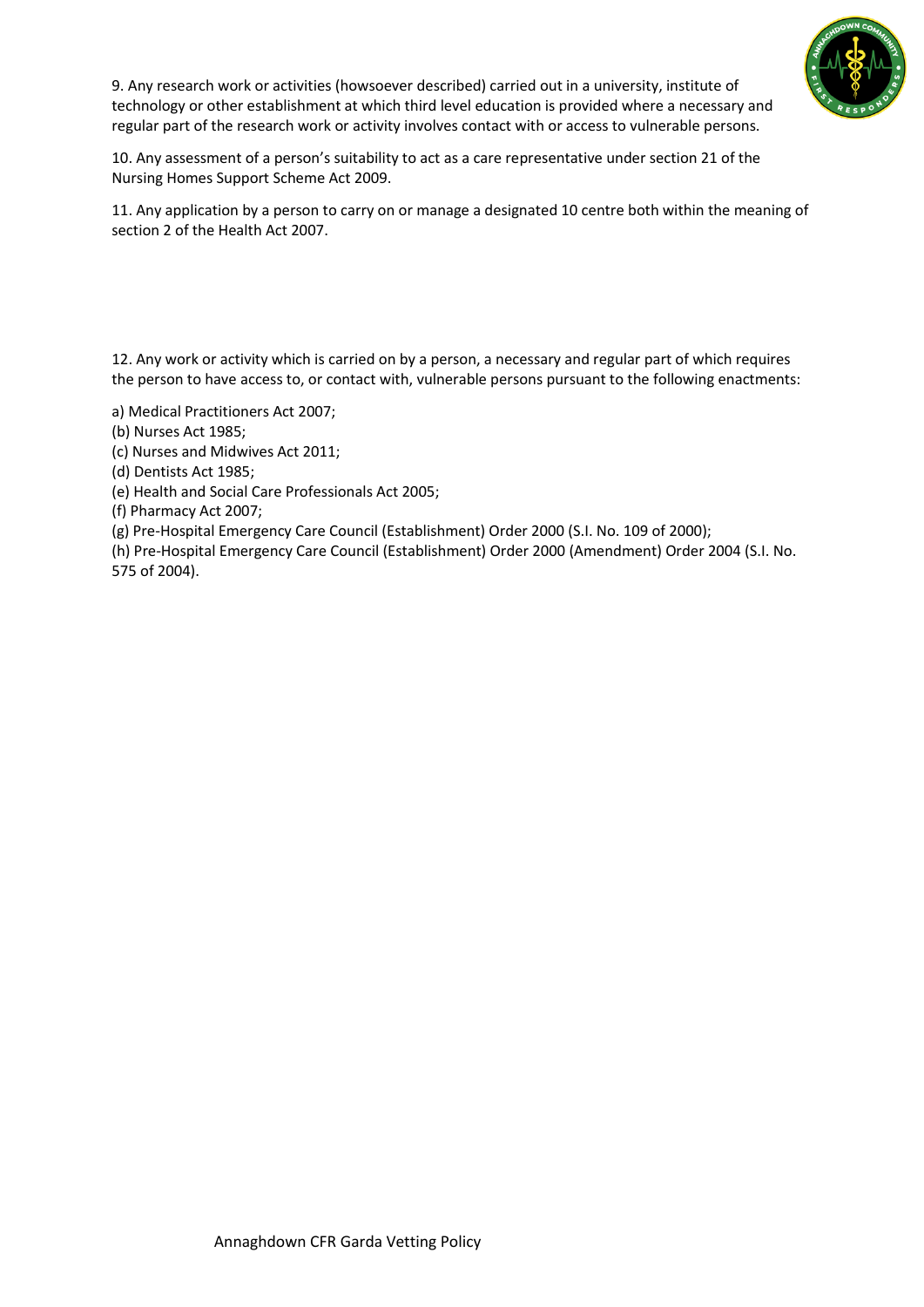9. Any research work or activities (howsoever described) carried out in a university, institute of technology or other establishment at which third level education is provided where a necessary and regular part of the research work or activity involves contact with or access to vulnerable persons.

10. Any assessment of a person's suitability to act as a care representative under section 21 of the Nursing Homes Support Scheme Act 2009.

11. Any application by a person to carry on or manage a designated 10 centre both within the meaning of section 2 of the Health Act 2007.

12. Any work or activity which is carried on by a person, a necessary and regular part of which requires the person to have access to, or contact with, vulnerable persons pursuant to the following enactments:

a) Medical Practitioners Act 2007;
(b) Nurses Act 1985;
(c) Nurses and Midwives Act 2011;
(d) Dentists Act 1985;
(e) Health and Social Care Professionals Act 2005;
(f) Pharmacy Act 2007;
(g) Pre-Hospital Emergency Care Council (Establishment) Order 2000 (S.I. No. 109 of 2000);
(h) Pre-Hospital Emergency Care Council (Establishment) Order 2000 (Amendment) Order 2004 (S.I. No. 575 of 2004).